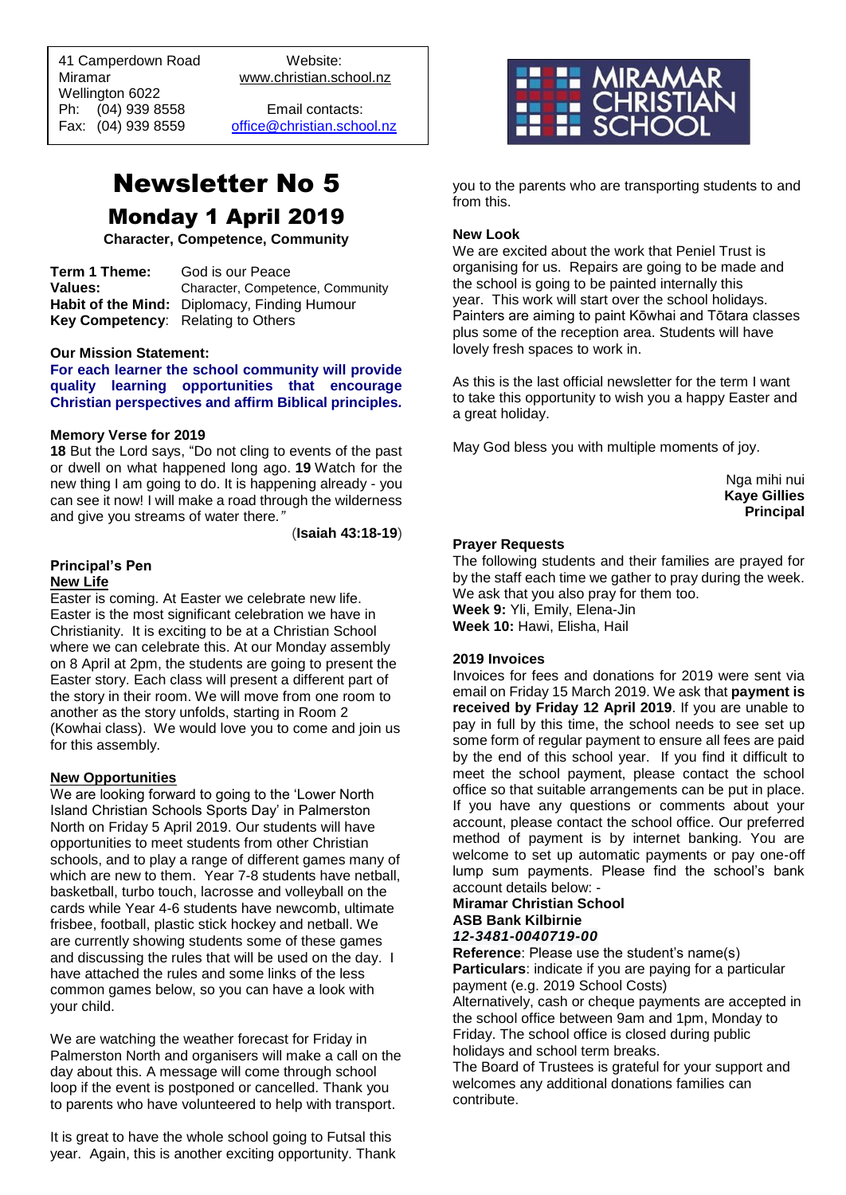41 Camperdown Road
Miramar
Wellington 6022
Ph: (04) 939 8558
Fax: (04) 939 8559

Website:
www.christian.school.nz

Email contacts:
office@christian.school.nz

MIRAMAR CHRISTIAN SCHOOL

# Newsletter No 5

## Monday 1 April 2019

**Character, Competence, Community**

**Term 1 Theme:** God is our Peace
**Values:** Character, Competence, Community
**Habit of the Mind:** Diplomacy, Finding Humour
**Key Competency**: Relating to Others

**Our Mission Statement:**

**For each learner the school community will provide quality learning opportunities that encourage Christian perspectives and affirm Biblical principles.**

**Memory Verse for 2019**

**18** But the Lord says, "Do not cling to events of the past or dwell on what happened long ago. **19** Watch for the new thing I am going to do. It is happening already - you can see it now! I will make a road through the wilderness and give you streams of water there.*"*

(**Isaiah 43:18-19**)

### Principal's Pen

**New Life**

Easter is coming. At Easter we celebrate new life. Easter is the most significant celebration we have in Christianity. It is exciting to be at a Christian School where we can celebrate this. At our Monday assembly on 8 April at 2pm, the students are going to present the Easter story. Each class will present a different part of the story in their room. We will move from one room to another as the story unfolds, starting in Room 2 (Kowhai class). We would love you to come and join us for this assembly.

**New Opportunities**

We are looking forward to going to the 'Lower North Island Christian Schools Sports Day' in Palmerston North on Friday 5 April 2019. Our students will have opportunities to meet students from other Christian schools, and to play a range of different games many of which are new to them. Year 7-8 students have netball, basketball, turbo touch, lacrosse and volleyball on the cards while Year 4-6 students have newcomb, ultimate frisbee, football, plastic stick hockey and netball. We are currently showing students some of these games and discussing the rules that will be used on the day. I have attached the rules and some links of the less common games below, so you can have a look with your child.

We are watching the weather forecast for Friday in Palmerston North and organisers will make a call on the day about this. A message will come through school loop if the event is postponed or cancelled. Thank you to parents who have volunteered to help with transport.

It is great to have the whole school going to Futsal this year. Again, this is another exciting opportunity. Thank you to the parents who are transporting students to and from this.

**New Look**

We are excited about the work that Peniel Trust is organising for us. Repairs are going to be made and the school is going to be painted internally this year. This work will start over the school holidays. Painters are aiming to paint Kōwhai and Tōtara classes plus some of the reception area. Students will have lovely fresh spaces to work in.

As this is the last official newsletter for the term I want to take this opportunity to wish you a happy Easter and a great holiday.

May God bless you with multiple moments of joy.

Nga mihi nui
**Kaye Gillies**
**Principal**

### Prayer Requests

The following students and their families are prayed for by the staff each time we gather to pray during the week. We ask that you also pray for them too.
**Week 9:** Yli, Emily, Elena-Jin
**Week 10:** Hawi, Elisha, Hail

### 2019 Invoices

Invoices for fees and donations for 2019 were sent via email on Friday 15 March 2019. We ask that **payment is received by Friday 12 April 2019**. If you are unable to pay in full by this time, the school needs to see set up some form of regular payment to ensure all fees are paid by the end of this school year. If you find it difficult to meet the school payment, please contact the school office so that suitable arrangements can be put in place. If you have any questions or comments about your account, please contact the school office. Our preferred method of payment is by internet banking. You are welcome to set up automatic payments or pay one-off lump sum payments. Please find the school's bank account details below: -

**Miramar Christian School**
**ASB Bank Kilbirnie**
***12-3481-0040719-00***
**Reference**: Please use the student's name(s)
**Particulars**: indicate if you are paying for a particular payment (e.g. 2019 School Costs)
Alternatively, cash or cheque payments are accepted in the school office between 9am and 1pm, Monday to Friday. The school office is closed during public holidays and school term breaks.
The Board of Trustees is grateful for your support and welcomes any additional donations families can contribute.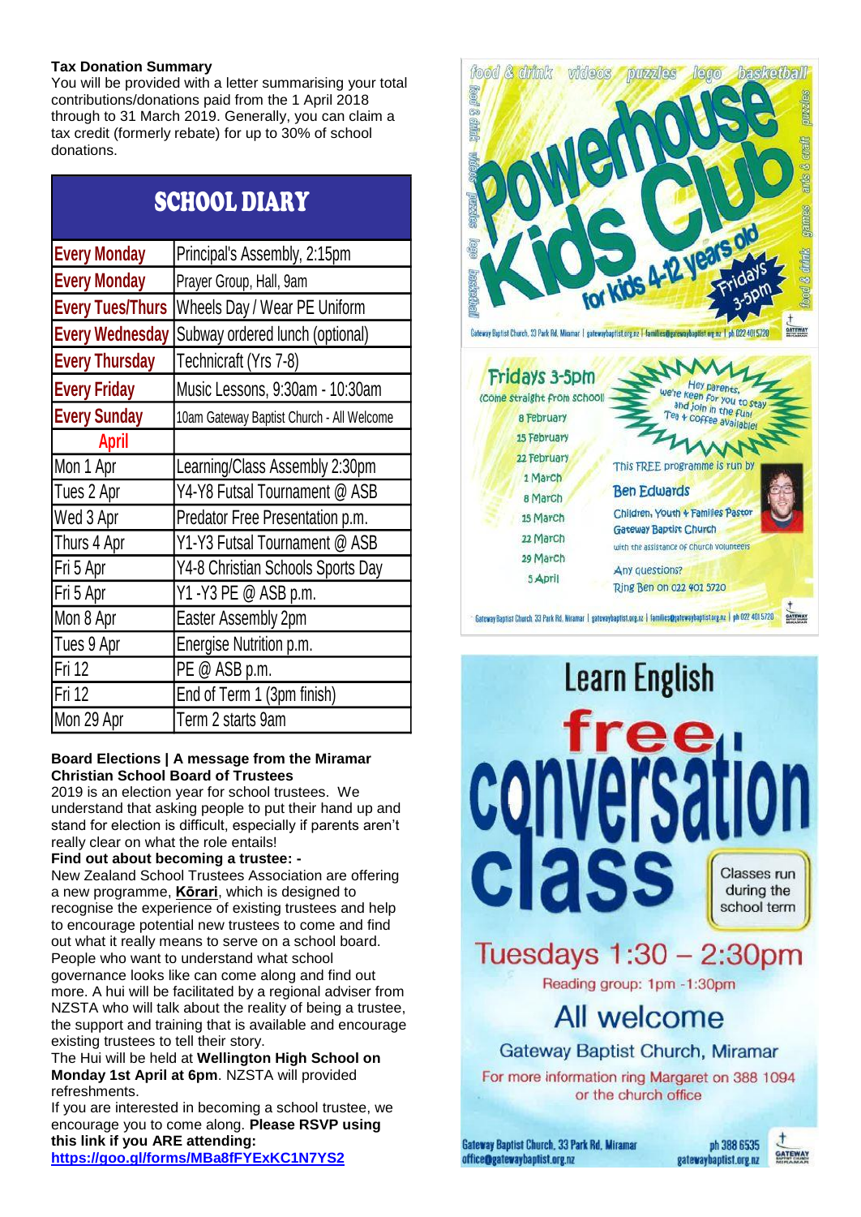**Tax Donation Summary**
You will be provided with a letter summarising your total contributions/donations paid from the 1 April 2018 through to 31 March 2019. Generally, you can claim a tax credit (formerly rebate) for up to 30% of school donations.

## SCHOOL DIARY

| | |
|---|---|
| Every Monday | Principal's Assembly, 2:15pm |
| Every Monday | Prayer Group, Hall, 9am |
| Every Tues/Thurs | Wheels Day / Wear PE Uniform |
| Every Wednesday | Subway ordered lunch (optional) |
| Every Thursday | Technicraft (Yrs 7-8) |
| Every Friday | Music Lessons, 9:30am - 10:30am |
| Every Sunday | 10am Gateway Baptist Church - All Welcome |
| **April** | |
| Mon 1 Apr | Learning/Class Assembly 2:30pm |
| Tues 2 Apr | Y4-Y8 Futsal Tournament @ ASB |
| Wed 3 Apr | Predator Free Presentation p.m. |
| Thurs 4 Apr | Y1-Y3 Futsal Tournament @ ASB |
| Fri 5 Apr | Y4-8 Christian Schools Sports Day |
| Fri 5 Apr | Y1 -Y3 PE @ ASB p.m. |
| Mon 8 Apr | Easter Assembly 2pm |
| Tues 9 Apr | Energise Nutrition p.m. |
| Fri 12 | PE @ ASB p.m. |
| Fri 12 | End of Term 1 (3pm finish) |
| Mon 29 Apr | Term 2 starts 9am |

**Board Elections | A message from the Miramar Christian School Board of Trustees**
2019 is an election year for school trustees. We understand that asking people to put their hand up and stand for election is difficult, especially if parents aren't really clear on what the role entails!

**Find out about becoming a trustee: -**
New Zealand School Trustees Association are offering a new programme, **Kōrari**, which is designed to recognise the experience of existing trustees and help to encourage potential new trustees to come and find out what it really means to serve on a school board. People who want to understand what school governance looks like can come along and find out more. A hui will be facilitated by a regional adviser from NZSTA who will talk about the reality of being a trustee, the support and training that is available and encourage existing trustees to tell their story.
The Hui will be held at **Wellington High School on Monday 1st April at 6pm**. NZSTA will provided refreshments.
If you are interested in becoming a school trustee, we encourage you to come along. **Please RSVP using this link if you ARE attending:**
**https://goo.gl/forms/MBa8fFYExKC1N7YS2**

**Powerhouse Kids Club** — for kids 4-12 years old — Fridays 3-5pm

food & drink, videos, puzzles, lego, basketball, arts & craft, games

Gateway Baptist Church, 33 Park Rd, Miramar | gatewaybaptist.org.nz | families@gatewaybaptist.org.nz | ph 022 401 5720

**Fridays 3-5pm** (Come straight from school!)

8 February
15 February
22 February
1 March
8 March
15 March
22 March
29 March
5 April

Hey parents, we're keen for you to stay and join in the fun! Tea + coffee available!

This FREE programme is run by **Ben Edwards**
Children, Youth + Families Pastor
Gateway Baptist Church
with the assistance of church volunteers

Any questions? Ring Ben on 022 401 5720

Gateway Baptist Church, 33 Park Rd, Miramar | gatewaybaptist.org.nz | families@gatewaybaptist.org.nz | ph 022 401 5720

**Learn English**
**free conversation class**

Classes run during the school term

**Tuesdays 1:30 – 2:30pm**
Reading group: 1pm -1:30pm

**All welcome**

Gateway Baptist Church, Miramar
For more information ring Margaret on 388 1094 or the church office

Gateway Baptist Church, 33 Park Rd, Miramar
office@gatewaybaptist.org.nz
ph 388 6535
gatewaybaptist.org.nz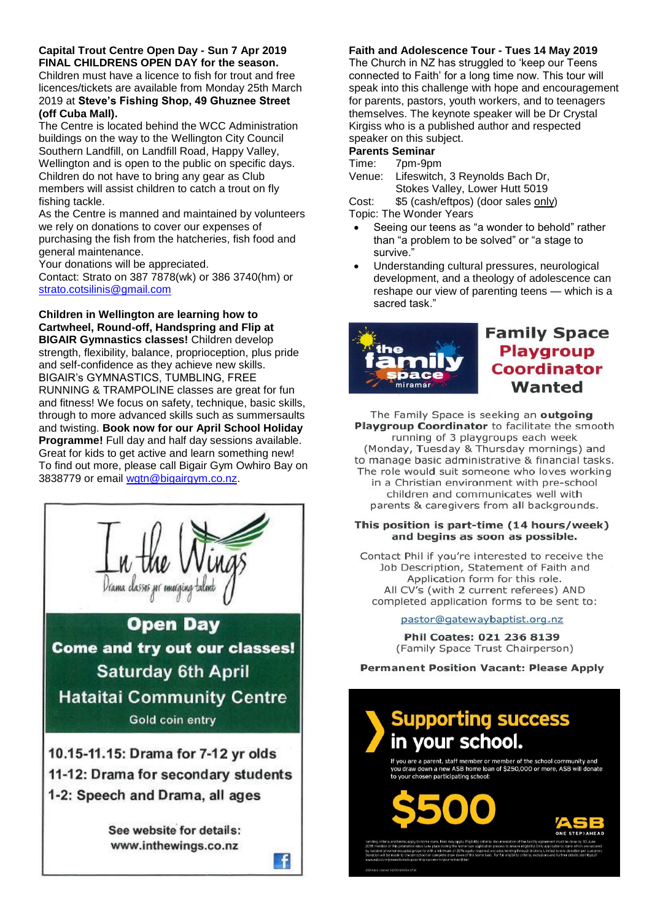**Capital Trout Centre Open Day - Sun 7 Apr 2019**
**FINAL CHILDRENS OPEN DAY for the season.**

Children must have a licence to fish for trout and free licences/tickets are available from Monday 25th March 2019 at **Steve's Fishing Shop, 49 Ghuznee Street (off Cuba Mall).**

The Centre is located behind the WCC Administration buildings on the way to the Wellington City Council Southern Landfill, on Landfill Road, Happy Valley, Wellington and is open to the public on specific days. Children do not have to bring any gear as Club members will assist children to catch a trout on fly fishing tackle.

As the Centre is manned and maintained by volunteers we rely on donations to cover our expenses of purchasing the fish from the hatcheries, fish food and general maintenance.

Your donations will be appreciated.

Contact: Strato on 387 7878(wk) or 386 3740(hm) or strato.cotsilinis@gmail.com

**Children in Wellington are learning how to Cartwheel, Round-off, Handspring and Flip at BIGAIR Gymnastics classes!** Children develop strength, flexibility, balance, proprioception, plus pride and self-confidence as they achieve new skills. BIGAIR's GYMNASTICS, TUMBLING, FREE RUNNING & TRAMPOLINE classes are great for fun and fitness! We focus on safety, technique, basic skills, through to more advanced skills such as summersaults and twisting. **Book now for our April School Holiday Programme!** Full day and half day sessions available. Great for kids to get active and learn something new! To find out more, please call Bigair Gym Owhiro Bay on 3838779 or email wgtn@bigairgym.co.nz.

**In the Wings**
Drama classes for emerging talent

**Open Day**
**Come and try out our classes!**
**Saturday 6th April**
**Hataitai Community Centre**
Gold coin entry

**10.15-11.15: Drama for 7-12 yr olds**
**11-12: Drama for secondary students**
**1-2: Speech and Drama, all ages**

**See website for details:**
**www.inthewings.co.nz**

**Faith and Adolescence Tour - Tues 14 May 2019**

The Church in NZ has struggled to 'keep our Teens connected to Faith' for a long time now. This tour will speak into this challenge with hope and encouragement for parents, pastors, youth workers, and to teenagers themselves. The keynote speaker will be Dr Crystal Kirgiss who is a published author and respected speaker on this subject.

**Parents Seminar**

Time: 7pm-9pm
Venue: Lifeswitch, 3 Reynolds Bach Dr, Stokes Valley, Lower Hutt 5019
Cost: $5 (cash/eftpos) (door sales only)
Topic: The Wonder Years

- Seeing our teens as "a wonder to behold" rather than "a problem to be solved" or "a stage to survive."
- Understanding cultural pressures, neurological development, and a theology of adolescence can reshape our view of parenting teens — which is a sacred task."

the family space miramar

**Family Space Playgroup Coordinator Wanted**

The Family Space is seeking an **outgoing Playgroup Coordinator** to facilitate the smooth running of 3 playgroups each week (Monday, Tuesday & Thursday mornings) and to manage basic administrative & financial tasks. The role would suit someone who loves working in a Christian environment with pre-school children and communicates well with parents & caregivers from all backgrounds.

**This position is part-time (14 hours/week) and begins as soon as possible.**

Contact Phil if you're interested to receive the Job Description, Statement of Faith and Application form for this role. All CV's (with 2 current referees) AND completed application forms to be sent to:

pastor@gatewaybaptist.org.nz

**Phil Coates: 021 236 8139**
(Family Space Trust Chairperson)

**Permanent Position Vacant: Please Apply**

**Supporting success in your school.**

If you are a parent, staff member or member of the school community and you draw down a new ASB home loan of $250,000 or more, ASB will donate to your chosen participating school:

**$500**

ASB ONE STEP AHEAD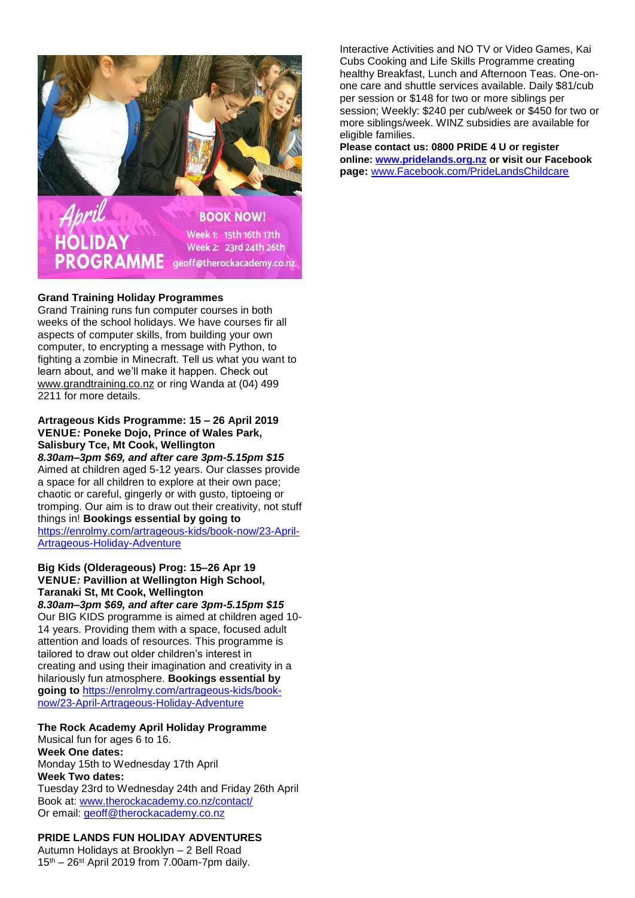**Grand Training Holiday Programmes**
Grand Training runs fun computer courses in both weeks of the school holidays. We have courses fir all aspects of computer skills, from building your own computer, to encrypting a message with Python, to fighting a zombie in Minecraft. Tell us what you want to learn about, and we'll make it happen. Check out www.grandtraining.co.nz or ring Wanda at (04) 499 2211 for more details.

**Artrageous Kids Programme: 15 – 26 April 2019**
**VENUE*:* Poneke Dojo, Prince of Wales Park, Salisbury Tce, Mt Cook, Wellington**
***8.30am–3pm $69, and after care 3pm-5.15pm $15***
Aimed at children aged 5-12 years. Our classes provide a space for all children to explore at their own pace; chaotic or careful, gingerly or with gusto, tiptoeing or tromping. Our aim is to draw out their creativity, not stuff things in! **Bookings essential by going to** https://enrolmy.com/artrageous-kids/book-now/23-April-Artrageous-Holiday-Adventure

**Big Kids (Olderageous) Prog: 15–26 Apr 19**
**VENUE*:* Pavillion at Wellington High School, Taranaki St, Mt Cook, Wellington**
***8.30am–3pm $69, and after care 3pm-5.15pm $15***
Our BIG KIDS programme is aimed at children aged 10-14 years. Providing them with a space, focused adult attention and loads of resources. This programme is tailored to draw out older children's interest in creating and using their imagination and creativity in a hilariously fun atmosphere. **Bookings essential by going to** https://enrolmy.com/artrageous-kids/book-now/23-April-Artrageous-Holiday-Adventure

**The Rock Academy April Holiday Programme**
Musical fun for ages 6 to 16.
**Week One dates:**
Monday 15th to Wednesday 17th April
**Week Two dates:**
Tuesday 23rd to Wednesday 24th and Friday 26th April
Book at: www.therockacademy.co.nz/contact/
Or email: geoff@therockacademy.co.nz

**PRIDE LANDS FUN HOLIDAY ADVENTURES**
Autumn Holidays at Brooklyn – 2 Bell Road
15th – 26st April 2019 from 7.00am-7pm daily.
Interactive Activities and NO TV or Video Games, Kai Cubs Cooking and Life Skills Programme creating healthy Breakfast, Lunch and Afternoon Teas. One-on-one care and shuttle services available. Daily $81/cub per session or $148 for two or more siblings per session; Weekly: $240 per cub/week or $450 for two or more siblings/week. WINZ subsidies are available for eligible families.
**Please contact us: 0800 PRIDE 4 U or register online: www.pridelands.org.nz or visit our Facebook page:** www.Facebook.com/PrideLandsChildcare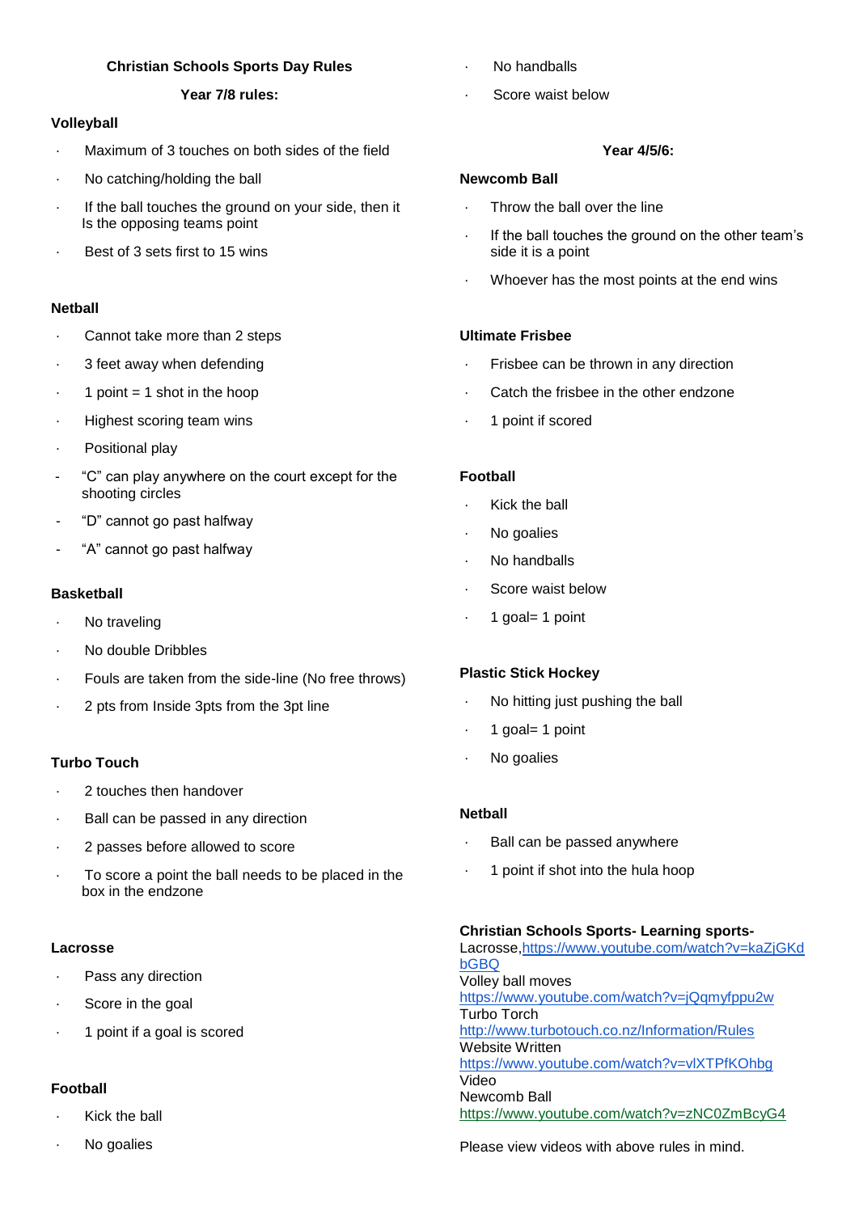## Christian Schools Sports Day Rules

### Year 7/8 rules:

**Volleyball**

- Maximum of 3 touches on both sides of the field
- No catching/holding the ball
- If the ball touches the ground on your side, then it Is the opposing teams point
- Best of 3 sets first to 15 wins

**Netball**

- Cannot take more than 2 steps
- 3 feet away when defending
- 1 point = 1 shot in the hoop
- Highest scoring team wins
- Positional play
  - "C" can play anywhere on the court except for the shooting circles
  - "D" cannot go past halfway
  - "A" cannot go past halfway

**Basketball**

- No traveling
- No double Dribbles
- Fouls are taken from the side-line (No free throws)
- 2 pts from Inside 3pts from the 3pt line

**Turbo Touch**

- 2 touches then handover
- Ball can be passed in any direction
- 2 passes before allowed to score
- To score a point the ball needs to be placed in the box in the endzone

**Lacrosse**

- Pass any direction
- Score in the goal
- 1 point if a goal is scored

**Football**

- Kick the ball
- No goalies
- No handballs
- Score waist below

### Year 4/5/6:

**Newcomb Ball**

- Throw the ball over the line
- If the ball touches the ground on the other team's side it is a point
- Whoever has the most points at the end wins

**Ultimate Frisbee**

- Frisbee can be thrown in any direction
- Catch the frisbee in the other endzone
- 1 point if scored

**Football**

- Kick the ball
- No goalies
- No handballs
- Score waist below
- 1 goal= 1 point

**Plastic Stick Hockey**

- No hitting just pushing the ball
- 1 goal= 1 point
- No goalies

**Netball**

- Ball can be passed anywhere
- 1 point if shot into the hula hoop

**Christian Schools Sports- Learning sports-**

Lacrosse,https://www.youtube.com/watch?v=kaZjGKdbGBQ

Volley ball moves https://www.youtube.com/watch?v=jQqmyfppu2w

Turbo Torch http://www.turbotouch.co.nz/Information/Rules Website Written https://www.youtube.com/watch?v=vlXTPfKOhbg Video

Newcomb Ball https://www.youtube.com/watch?v=zNC0ZmBcyG4

Please view videos with above rules in mind.